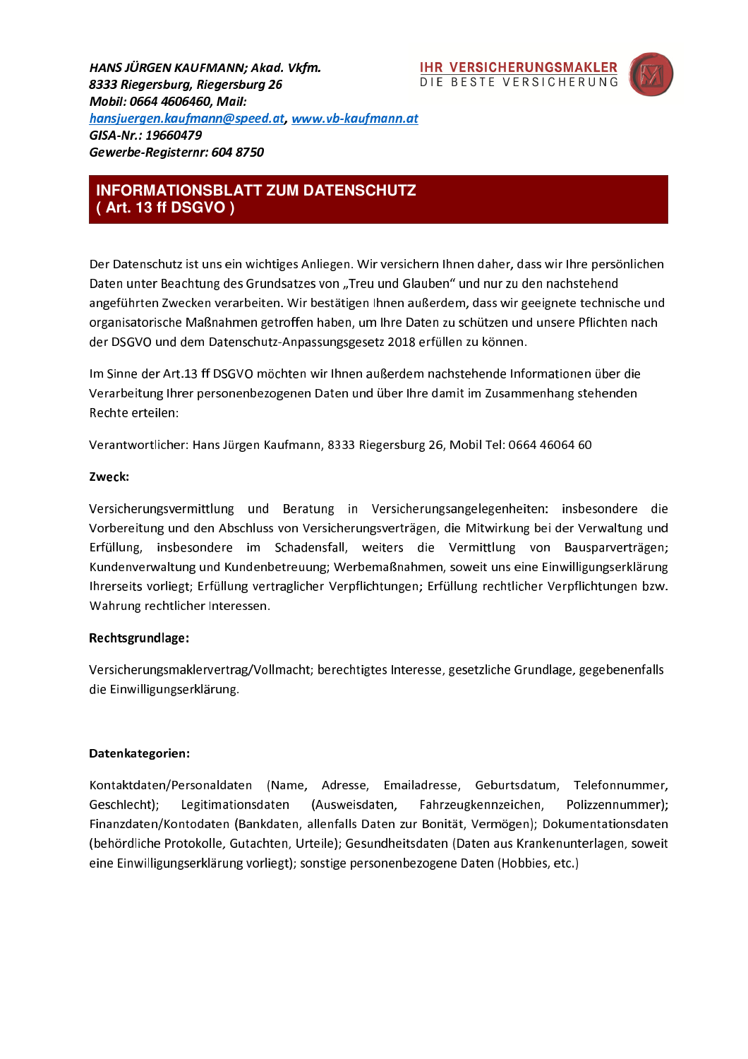***HANS JÜRGEN KAUFMANN; Akad. Vkfm.***
***8333 Riegersburg, Riegersburg 26***
***Mobil: 0664 4606460, Mail:***
***hansjuergen.kaufmann@speed.at, www.vb-kaufmann.at***
***GISA-Nr.: 19660479***
***Gewerbe-Registernr: 604 8750***

IHR VERSICHERUNGSMAKLER
DIE BESTE VERSICHERUNG

# INFORMATIONSBLATT ZUM DATENSCHUTZ ( Art. 13 ff DSGVO )

Der Datenschutz ist uns ein wichtiges Anliegen. Wir versichern Ihnen daher, dass wir Ihre persönlichen Daten unter Beachtung des Grundsatzes von „Treu und Glauben" und nur zu den nachstehend angeführten Zwecken verarbeiten. Wir bestätigen Ihnen außerdem, dass wir geeignete technische und organisatorische Maßnahmen getroffen haben, um Ihre Daten zu schützen und unsere Pflichten nach der DSGVO und dem Datenschutz-Anpassungsgesetz 2018 erfüllen zu können.

Im Sinne der Art.13 ff DSGVO möchten wir Ihnen außerdem nachstehende Informationen über die Verarbeitung Ihrer personenbezogenen Daten und über Ihre damit im Zusammenhang stehenden Rechte erteilen:

Verantwortlicher: Hans Jürgen Kaufmann, 8333 Riegersburg 26, Mobil Tel: 0664 46064 60

**Zweck:**

Versicherungsvermittlung und Beratung in Versicherungsangelegenheiten: insbesondere die Vorbereitung und den Abschluss von Versicherungsverträgen, die Mitwirkung bei der Verwaltung und Erfüllung, insbesondere im Schadensfall, weiters die Vermittlung von Bausparverträgen; Kundenverwaltung und Kundenbetreuung; Werbemaßnahmen, soweit uns eine Einwilligungserklärung Ihrerseits vorliegt; Erfüllung vertraglicher Verpflichtungen; Erfüllung rechtlicher Verpflichtungen bzw. Wahrung rechtlicher Interessen.

**Rechtsgrundlage:**

Versicherungsmaklervertrag/Vollmacht; berechtigtes Interesse, gesetzliche Grundlage, gegebenenfalls die Einwilligungserklärung.

**Datenkategorien:**

Kontaktdaten/Personaldaten (Name, Adresse, Emailadresse, Geburtsdatum, Telefonnummer, Geschlecht); Legitimationsdaten (Ausweisdaten, Fahrzeugkennzeichen, Polizzennummer); Finanzdaten/Kontodaten (Bankdaten, allenfalls Daten zur Bonität, Vermögen); Dokumentationsdaten (behördliche Protokolle, Gutachten, Urteile); Gesundheitsdaten (Daten aus Krankenunterlagen, soweit eine Einwilligungserklärung vorliegt); sonstige personenbezogene Daten (Hobbies, etc.)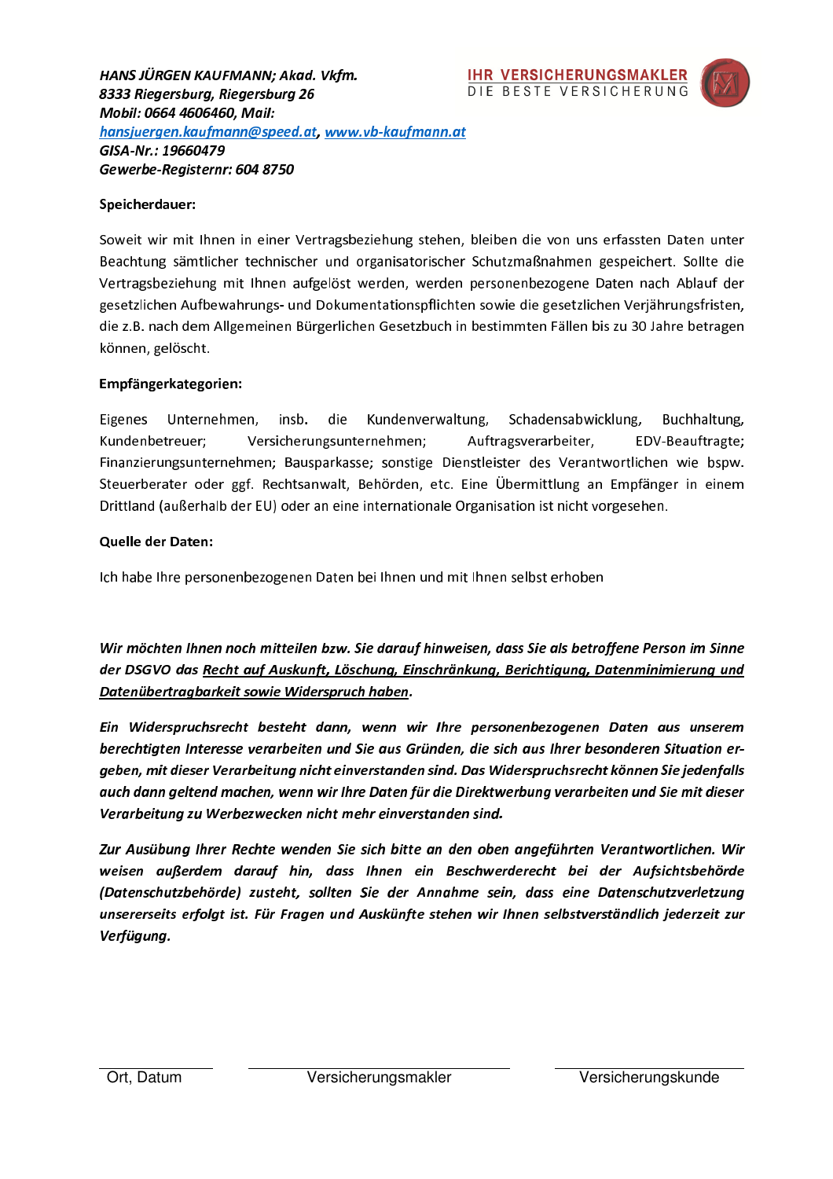***HANS JÜRGEN KAUFMANN; Akad. Vkfm.***
***8333 Riegersburg, Riegersburg 26***
***Mobil: 0664 4606460, Mail:***
***[hansjuergen.kaufmann@speed.at](mailto:hansjuergen.kaufmann@speed.at), [www.vb-kaufmann.at](http://www.vb-kaufmann.at)***
***GISA-Nr.: 19660479***
***Gewerbe-Registernr: 604 8750***

IHR VERSICHERUNGSMAKLER
DIE BESTE VERSICHERUNG

**Speicherdauer:**

Soweit wir mit Ihnen in einer Vertragsbeziehung stehen, bleiben die von uns erfassten Daten unter Beachtung sämtlicher technischer und organisatorischer Schutzmaßnahmen gespeichert. Sollte die Vertragsbeziehung mit Ihnen aufgelöst werden, werden personenbezogene Daten nach Ablauf der gesetzlichen Aufbewahrungs- und Dokumentationspflichten sowie die gesetzlichen Verjährungsfristen, die z.B. nach dem Allgemeinen Bürgerlichen Gesetzbuch in bestimmten Fällen bis zu 30 Jahre betragen können, gelöscht.

**Empfängerkategorien:**

Eigenes Unternehmen, insb. die Kundenverwaltung, Schadensabwicklung, Buchhaltung, Kundenbetreuer; Versicherungsunternehmen; Auftragsverarbeiter, EDV-Beauftragte; Finanzierungsunternehmen; Bausparkasse; sonstige Dienstleister des Verantwortlichen wie bspw. Steuerberater oder ggf. Rechtsanwalt, Behörden, etc. Eine Übermittlung an Empfänger in einem Drittland (außerhalb der EU) oder an eine internationale Organisation ist nicht vorgesehen.

**Quelle der Daten:**

Ich habe Ihre personenbezogenen Daten bei Ihnen und mit Ihnen selbst erhoben

***Wir möchten Ihnen noch mitteilen bzw. Sie darauf hinweisen, dass Sie als betroffene Person im Sinne der DSGVO das <u>Recht auf Auskunft, Löschung, Einschränkung, Berichtigung, Datenminimierung und Datenübertragbarkeit sowie Widerspruch haben</u>.***

***Ein Widerspruchsrecht besteht dann, wenn wir Ihre personenbezogenen Daten aus unserem berechtigten Interesse verarbeiten und Sie aus Gründen, die sich aus Ihrer besonderen Situation ergeben, mit dieser Verarbeitung nicht einverstanden sind. Das Widerspruchsrecht können Sie jedenfalls auch dann geltend machen, wenn wir Ihre Daten für die Direktwerbung verarbeiten und Sie mit dieser Verarbeitung zu Werbezwecken nicht mehr einverstanden sind.***

***Zur Ausübung Ihrer Rechte wenden Sie sich bitte an den oben angeführten Verantwortlichen. Wir weisen außerdem darauf hin, dass Ihnen ein Beschwerderecht bei der Aufsichtsbehörde (Datenschutzbehörde) zusteht, sollten Sie der Annahme sein, dass eine Datenschutzverletzung unsererseits erfolgt ist. Für Fragen und Auskünfte stehen wir Ihnen selbstverständlich jederzeit zur Verfügung.***

Ort, Datum ____________________ Versicherungsmakler ____________________ Versicherungskunde ____________________